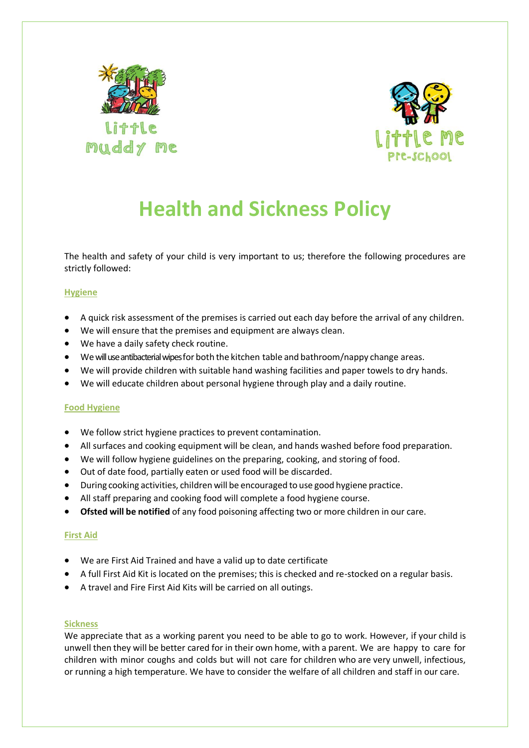# Health and Sickness Policy

The health and safety of your child is very important to us; therefore the following procedures are strictly followed:

## Hygiene

- A quick risk assessment of the premises is carried out each day before the arrival of any children.
- We will ensure that the premises and equipment are always clean.
- We have a daily safety check routine.
- We will use antibacterial wipes for both the kitchen table and bathroom/nappy change areas.
- We will provide children with suitable hand washing facilities and paper towels to dry hands.
- We will educate children about personal hygiene through play and a daily routine.

## Food Hygiene

- We follow strict hygiene practices to prevent contamination.
- All surfaces and cooking equipment will be clean, and hands washed before food preparation.
- We will follow hygiene guidelines on the preparing, cooking, and storing of food.
- Out of date food, partially eaten or used food will be discarded.
- During cooking activities, children will be encouraged to use good hygiene practice.
- All staff preparing and cooking food will complete a food hygiene course.
- **Ofsted will be notified** of any food poisoning affecting two or more children in our care.

## First Aid

- We are First Aid Trained and have a valid up to date certificate
- A full First Aid Kit is located on the premises; this is checked and re-stocked on a regular basis.
- A travel and Fire First Aid Kits will be carried on all outings.

## Sickness

We appreciate that as a working parent you need to be able to go to work. However, if your child is unwell then they will be better cared for in their own home, with a parent. We are happy to care for children with minor coughs and colds but will not care for children who are very unwell, infectious, or running a high temperature. We have to consider the welfare of all children and staff in our care.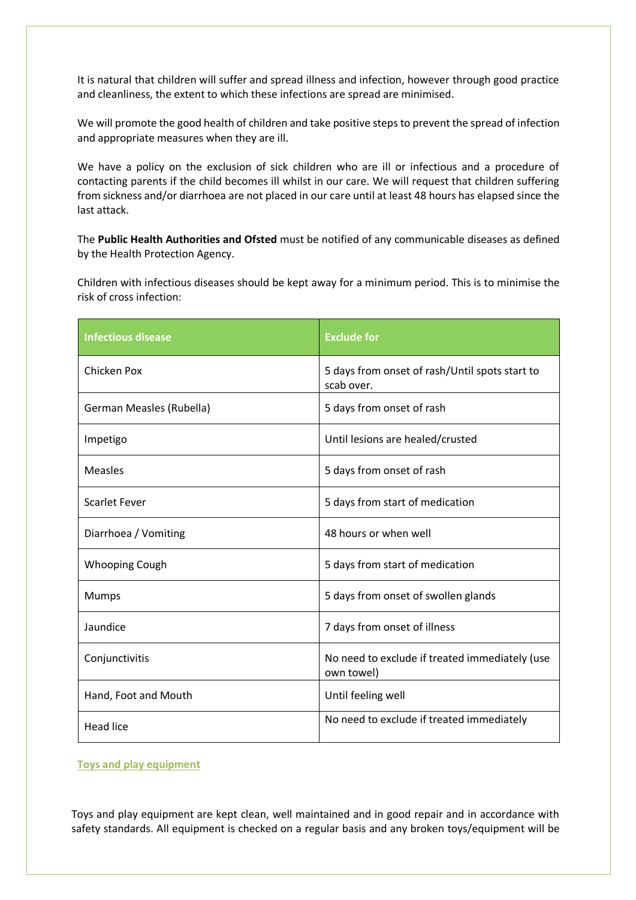It is natural that children will suffer and spread illness and infection, however through good practice and cleanliness, the extent to which these infections are spread are minimised.

We will promote the good health of children and take positive steps to prevent the spread of infection and appropriate measures when they are ill.

We have a policy on the exclusion of sick children who are ill or infectious and a procedure of contacting parents if the child becomes ill whilst in our care. We will request that children suffering from sickness and/or diarrhoea are not placed in our care until at least 48 hours has elapsed since the last attack.

The **Public Health Authorities and Ofsted** must be notified of any communicable diseases as defined by the Health Protection Agency.

Children with infectious diseases should be kept away for a minimum period. This is to minimise the risk of cross infection:

| Infectious disease | Exclude for |
|---|---|
| Chicken Pox | 5 days from onset of rash/Until spots start to scab over. |
| German Measles (Rubella) | 5 days from onset of rash |
| Impetigo | Until lesions are healed/crusted |
| Measles | 5 days from onset of rash |
| Scarlet Fever | 5 days from start of medication |
| Diarrhoea / Vomiting | 48 hours or when well |
| Whooping Cough | 5 days from start of medication |
| Mumps | 5 days from onset of swollen glands |
| Jaundice | 7 days from onset of illness |
| Conjunctivitis | No need to exclude if treated immediately (use own towel) |
| Hand, Foot and Mouth | Until feeling well |
| Head lice | No need to exclude if treated immediately |

## Toys and play equipment

Toys and play equipment are kept clean, well maintained and in good repair and in accordance with safety standards. All equipment is checked on a regular basis and any broken toys/equipment will be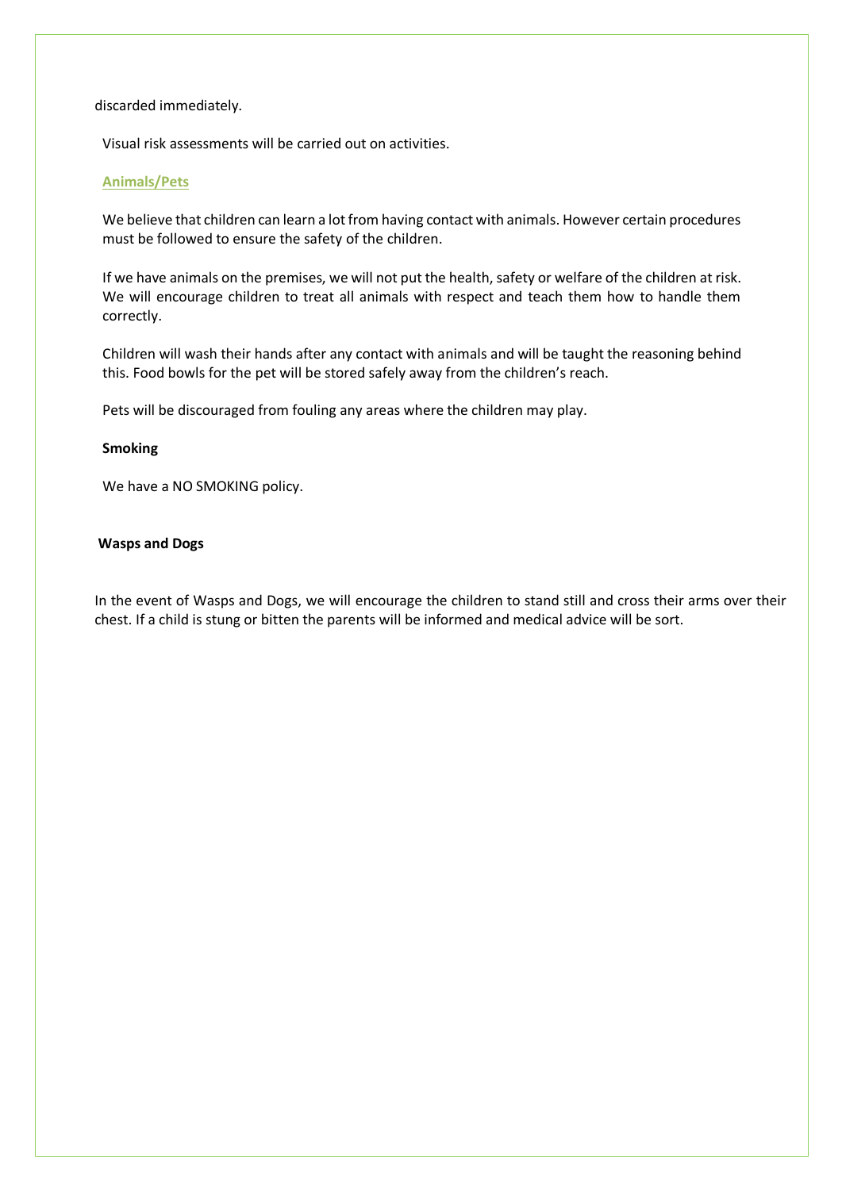discarded immediately.

Visual risk assessments will be carried out on activities.

## Animals/Pets

We believe that children can learn a lot from having contact with animals. However certain procedures must be followed to ensure the safety of the children.

If we have animals on the premises, we will not put the health, safety or welfare of the children at risk. We will encourage children to treat all animals with respect and teach them how to handle them correctly.

Children will wash their hands after any contact with animals and will be taught the reasoning behind this. Food bowls for the pet will be stored safely away from the children's reach.

Pets will be discouraged from fouling any areas where the children may play.

## Smoking

We have a NO SMOKING policy.

## Wasps and Dogs

In the event of Wasps and Dogs, we will encourage the children to stand still and cross their arms over their chest. If a child is stung or bitten the parents will be informed and medical advice will be sort.